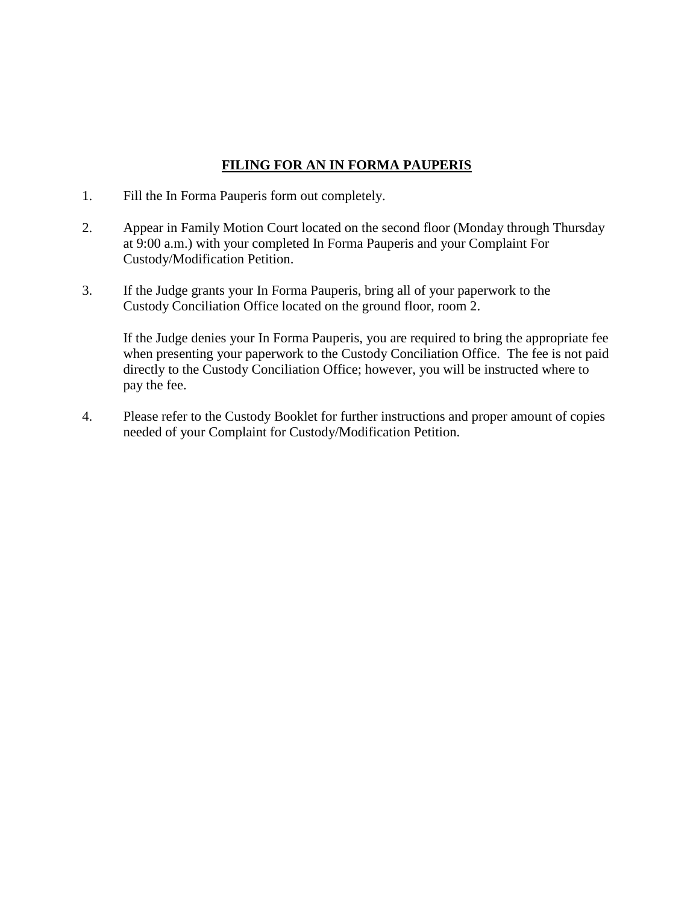# FILING FOR AN IN FORMA PAUPERIS

1. Fill the In Forma Pauperis form out completely.

2. Appear in Family Motion Court located on the second floor (Monday through Thursday at 9:00 a.m.) with your completed In Forma Pauperis and your Complaint For Custody/Modification Petition.

3. If the Judge grants your In Forma Pauperis, bring all of your paperwork to the Custody Conciliation Office located on the ground floor, room 2.

   If the Judge denies your In Forma Pauperis, you are required to bring the appropriate fee when presenting your paperwork to the Custody Conciliation Office. The fee is not paid directly to the Custody Conciliation Office; however, you will be instructed where to pay the fee.

4. Please refer to the Custody Booklet for further instructions and proper amount of copies needed of your Complaint for Custody/Modification Petition.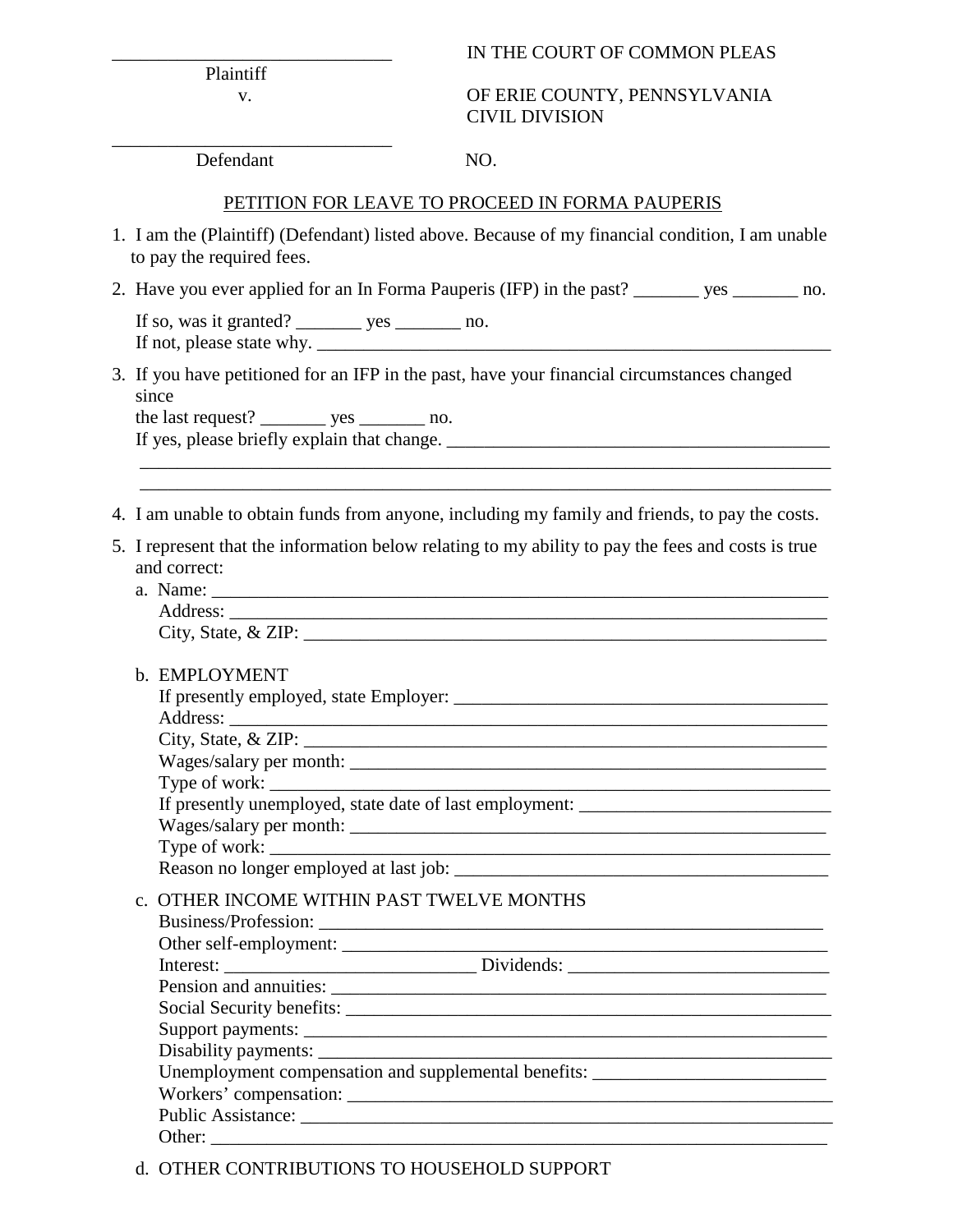_____________________________
Plaintiff
v.

_____________________________
Defendant

IN THE COURT OF COMMON PLEAS

OF ERIE COUNTY, PENNSYLVANIA
CIVIL DIVISION

NO.

## PETITION FOR LEAVE TO PROCEED IN FORMA PAUPERIS

1. I am the (Plaintiff) (Defendant) listed above. Because of my financial condition, I am unable to pay the required fees.

2. Have you ever applied for an In Forma Pauperis (IFP) in the past? _______ yes _______ no.

   If so, was it granted? _______ yes _______ no.
   If not, please state why. ____________________________________________________________

3. If you have petitioned for an IFP in the past, have your financial circumstances changed since
   the last request? _______ yes _______ no.
   If yes, please briefly explain that change. __________________________________________
   ______________________________________________________________________________
   ______________________________________________________________________________

4. I am unable to obtain funds from anyone, including my family and friends, to pay the costs.

5. I represent that the information below relating to my ability to pay the fees and costs is true and correct:

   a. Name: _____________________________________________________________________
      Address: ___________________________________________________________________
      City, State, & ZIP: ___________________________________________________________

   b. EMPLOYMENT
      If presently employed, state Employer: ___________________________________________
      Address: ___________________________________________________________________
      City, State, & ZIP: ___________________________________________________________
      Wages/salary per month: ______________________________________________________
      Type of work: _______________________________________________________________
      If presently unemployed, state date of last employment: ___________________________
      Wages/salary per month: ______________________________________________________
      Type of work: _______________________________________________________________
      Reason no longer employed at last job: __________________________________________

   c. OTHER INCOME WITHIN PAST TWELVE MONTHS
      Business/Profession: _________________________________________________________
      Other self-employment: _______________________________________________________
      Interest: ___________________________ Dividends: ____________________________
      Pension and annuities: _______________________________________________________
      Social Security benefits: ______________________________________________________
      Support payments: ___________________________________________________________
      Disability payments: _________________________________________________________
      Unemployment compensation and supplemental benefits: _________________________
      Workers' compensation: _______________________________________________________
      Public Assistance: ____________________________________________________________
      Other: ______________________________________________________________________

   d. OTHER CONTRIBUTIONS TO HOUSEHOLD SUPPORT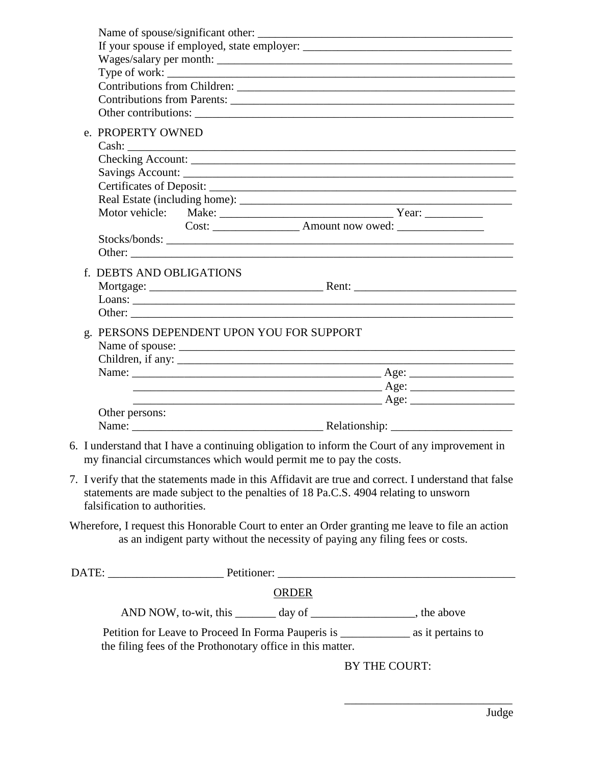Name of spouse/significant other: ____________________________________________

If your spouse if employed, state employer: ___________________________________

Wages/salary per month: ___________________________________________________

Type of work: ___________________________________________________________

Contributions from Children: ________________________________________________

Contributions from Parents: ________________________________________________

Other contributions: ______________________________________________________

e. PROPERTY OWNED

Cash: _______________________________________________________________

Checking Account: ______________________________________________________

Savings Account: _______________________________________________________

Certificates of Deposit: __________________________________________________

Real Estate (including home): _____________________________________________

Motor vehicle: Make: ______________________________ Year: __________

Cost: _______________ Amount now owed: _______________

Stocks/bonds: __________________________________________________________

Other: _______________________________________________________________

f. DEBTS AND OBLIGATIONS

Mortgage: ______________________________ Rent: ____________________________

Loans: _______________________________________________________________

Other: _______________________________________________________________

g. PERSONS DEPENDENT UPON YOU FOR SUPPORT

Name of spouse: _______________________________________________________

Children, if any: _______________________________________________________

Name: ___________________________________________ Age: __________________

___________________________________________ Age: __________________

___________________________________________ Age: __________________

Other persons:

Name: _________________________________ Relationship: _____________________

6. I understand that I have a continuing obligation to inform the Court of any improvement in my financial circumstances which would permit me to pay the costs.

7. I verify that the statements made in this Affidavit are true and correct. I understand that false statements are made subject to the penalties of 18 Pa.C.S. 4904 relating to unsworn falsification to authorities.

Wherefore, I request this Honorable Court to enter an Order granting me leave to file an action as an indigent party without the necessity of paying any filing fees or costs.

DATE: ____________________ Petitioner: _________________________________________

ORDER

AND NOW, to-wit, this _______ day of __________________, the above

Petition for Leave to Proceed In Forma Pauperis is ____________ as it pertains to the filing fees of the Prothonotary office in this matter.

BY THE COURT:

_____________________________

Judge